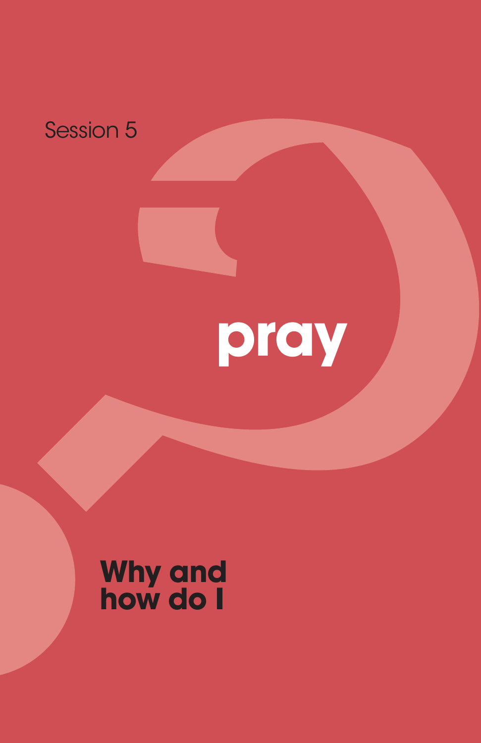Session 5

# pray

## Why and how do I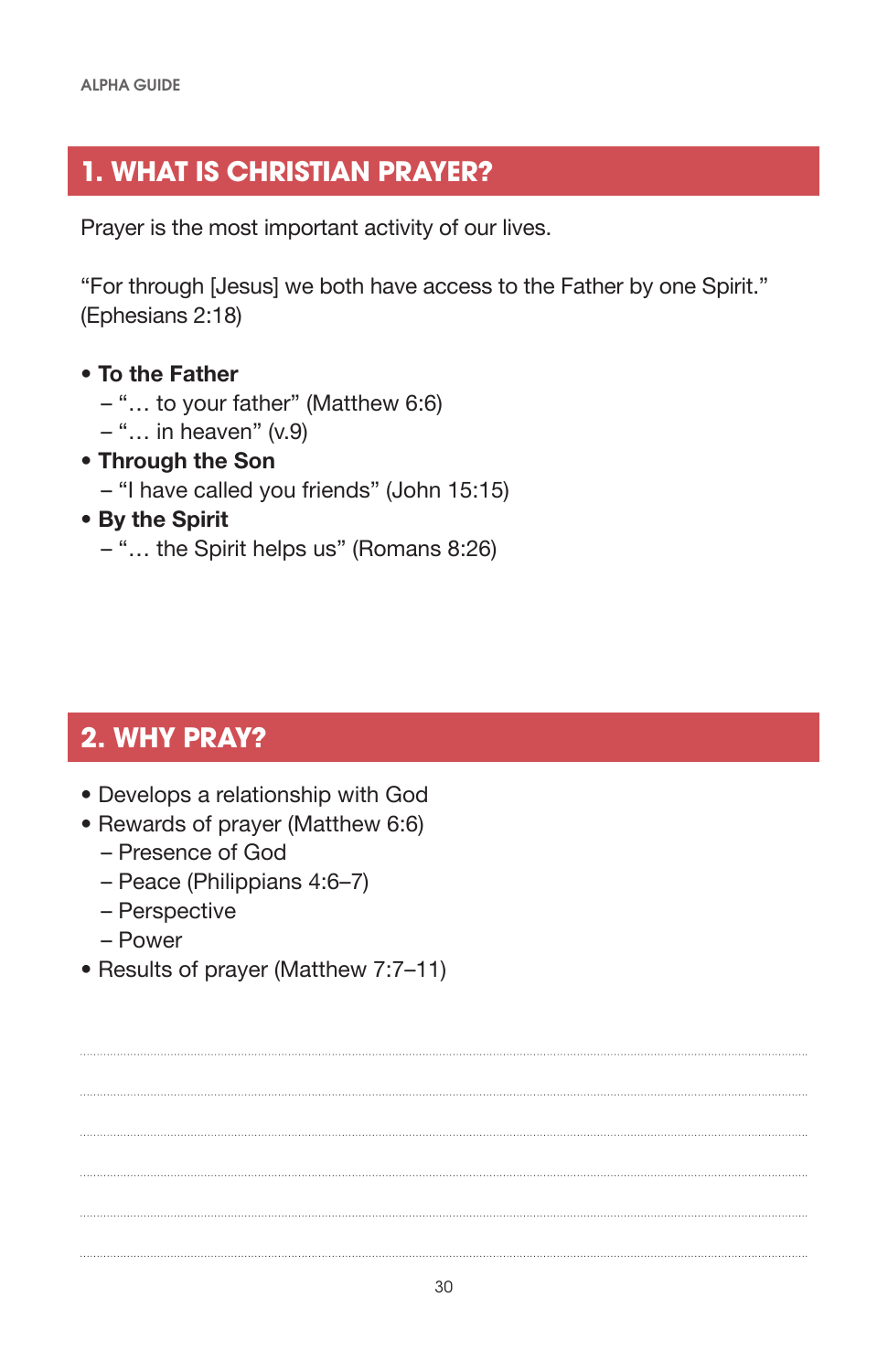## 1. WHAT IS CHRISTIAN PRAYER?

Prayer is the most important activity of our lives.

"For through [Jesus] we both have access to the Father by one Spirit." (Ephesians 2:18)

- **To the Father**
  - "… to your father" (Matthew 6:6)
  - "… in heaven" (v.9)
- **Through the Son**
  - "I have called you friends" (John 15:15)
- **By the Spirit**
  - "… the Spirit helps us" (Romans 8:26)

## 2. WHY PRAY?

- Develops a relationship with God
- Rewards of prayer (Matthew 6:6)
  - Presence of God
  - Peace (Philippians 4:6–7)
  - Perspective
  - Power
- Results of prayer (Matthew 7:7–11)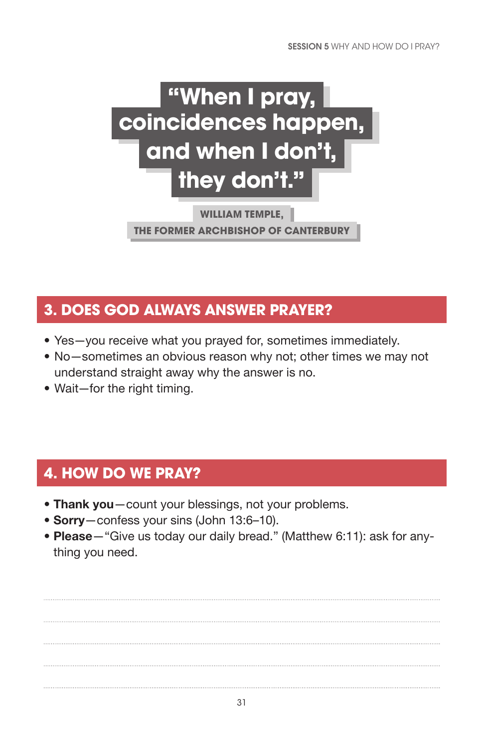> **"When I pray, coincidences happen, and when I don't, they don't."**
>
> **WILLIAM TEMPLE, THE FORMER ARCHBISHOP OF CANTERBURY**

## 3. DOES GOD ALWAYS ANSWER PRAYER?

- Yes—you receive what you prayed for, sometimes immediately.
- No—sometimes an obvious reason why not; other times we may not understand straight away why the answer is no.
- Wait—for the right timing.

## 4. HOW DO WE PRAY?

- **Thank you**—count your blessings, not your problems.
- **Sorry**—confess your sins (John 13:6–10).
- **Please**—"Give us today our daily bread." (Matthew 6:11): ask for anything you need.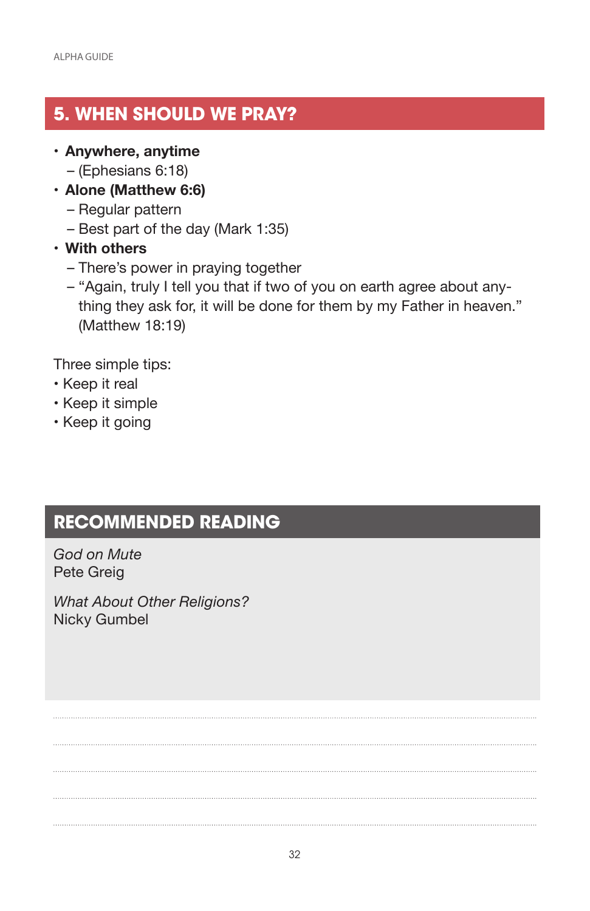## 5. WHEN SHOULD WE PRAY?

- **Anywhere, anytime**
  - (Ephesians 6:18)
- **Alone (Matthew 6:6)**
  - Regular pattern
  - Best part of the day (Mark 1:35)
- **With others**
  - There's power in praying together
  - "Again, truly I tell you that if two of you on earth agree about anything they ask for, it will be done for them by my Father in heaven." (Matthew 18:19)

Three simple tips:

- Keep it real
- Keep it simple
- Keep it going

## RECOMMENDED READING

*God on Mute*
Pete Greig

*What About Other Religions?*
Nicky Gumbel